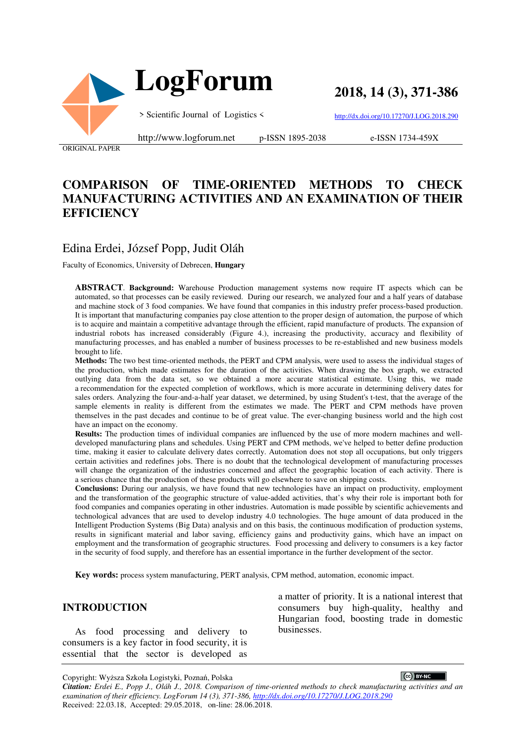LogForum

> Scientific Journal of Logistics <

2018, 14 (3), 371-386

http://dx.doi.org/10.17270/J.LOG.2018.290

http://www.logforum.net p-ISSN 1895-2038 e-ISSN 1734-459X

ORIGINAL PAPER

# COMPARISON OF TIME-ORIENTED METHODS TO CHECK MANUFACTURING ACTIVITIES AND AN EXAMINATION OF THEIR EFFICIENCY

Edina Erdei, József Popp, Judit Oláh

Faculty of Economics, University of Debrecen, **Hungary**

**ABSTRACT**. **Background:** Warehouse Production management systems now require IT aspects which can be automated, so that processes can be easily reviewed. During our research, we analyzed four and a half years of database and machine stock of 3 food companies. We have found that companies in this industry prefer process-based production. It is important that manufacturing companies pay close attention to the proper design of automation, the purpose of which is to acquire and maintain a competitive advantage through the efficient, rapid manufacture of products. The expansion of industrial robots has increased considerably (Figure 4.), increasing the productivity, accuracy and flexibility of manufacturing processes, and has enabled a number of business processes to be re-established and new business models brought to life.

**Methods:** The two best time-oriented methods, the PERT and CPM analysis, were used to assess the individual stages of the production, which made estimates for the duration of the activities. When drawing the box graph, we extracted outlying data from the data set, so we obtained a more accurate statistical estimate. Using this, we made a recommendation for the expected completion of workflows, which is more accurate in determining delivery dates for sales orders. Analyzing the four-and-a-half year dataset, we determined, by using Student's t-test, that the average of the sample elements in reality is different from the estimates we made. The PERT and CPM methods have proven themselves in the past decades and continue to be of great value. The ever-changing business world and the high cost have an impact on the economy.

**Results:** The production times of individual companies are influenced by the use of more modern machines and well-developed manufacturing plans and schedules. Using PERT and CPM methods, we've helped to better define production time, making it easier to calculate delivery dates correctly. Automation does not stop all occupations, but only triggers certain activities and redefines jobs. There is no doubt that the technological development of manufacturing processes will change the organization of the industries concerned and affect the geographic location of each activity. There is a serious chance that the production of these products will go elsewhere to save on shipping costs.

**Conclusions:** During our analysis, we have found that new technologies have an impact on productivity, employment and the transformation of the geographic structure of value-added activities, that's why their role is important both for food companies and companies operating in other industries. Automation is made possible by scientific achievements and technological advances that are used to develop industry 4.0 technologies. The huge amount of data produced in the Intelligent Production Systems (Big Data) analysis and on this basis, the continuous modification of production systems, results in significant material and labor saving, efficiency gains and productivity gains, which have an impact on employment and the transformation of geographic structures. Food processing and delivery to consumers is a key factor in the security of food supply, and therefore has an essential importance in the further development of the sector.

**Key words:** process system manufacturing, PERT analysis, CPM method, automation, economic impact.

## INTRODUCTION

As food processing and delivery to consumers is a key factor in food security, it is essential that the sector is developed as a matter of priority. It is a national interest that consumers buy high-quality, healthy and Hungarian food, boosting trade in domestic businesses.

Copyright: Wyższa Szkoła Logistyki, Poznań, Polska

*Citation: Erdei E., Popp J., Oláh J., 2018. Comparison of time-oriented methods to check manufacturing activities and an examination of their efficiency. LogForum 14 (3), 371-386, http://dx.doi.org/10.17270/J.LOG.2018.290*

Received: 22.03.18, Accepted: 29.05.2018, on-line: 28.06.2018.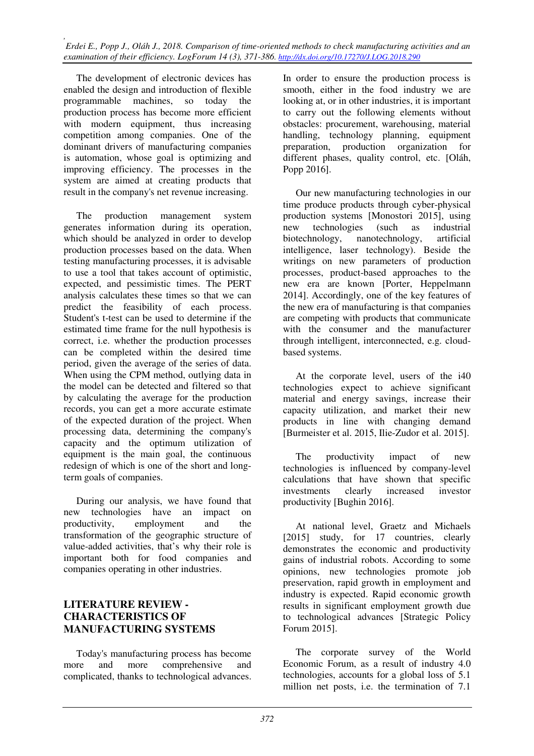The development of electronic devices has enabled the design and introduction of flexible programmable machines, so today the production process has become more efficient with modern equipment, thus increasing competition among companies. One of the dominant drivers of manufacturing companies is automation, whose goal is optimizing and improving efficiency. The processes in the system are aimed at creating products that result in the company's net revenue increasing.

The production management system generates information during its operation, which should be analyzed in order to develop production processes based on the data. When testing manufacturing processes, it is advisable to use a tool that takes account of optimistic, expected, and pessimistic times. The PERT analysis calculates these times so that we can predict the feasibility of each process. Student's t-test can be used to determine if the estimated time frame for the null hypothesis is correct, i.e. whether the production processes can be completed within the desired time period, given the average of the series of data. When using the CPM method, outlying data in the model can be detected and filtered so that by calculating the average for the production records, you can get a more accurate estimate of the expected duration of the project. When processing data, determining the company's capacity and the optimum utilization of equipment is the main goal, the continuous redesign of which is one of the short and long-term goals of companies.

During our analysis, we have found that new technologies have an impact on productivity, employment and the transformation of the geographic structure of value-added activities, that's why their role is important both for food companies and companies operating in other industries.

## LITERATURE REVIEW - CHARACTERISTICS OF MANUFACTURING SYSTEMS

Today's manufacturing process has become more and more comprehensive and complicated, thanks to technological advances. In order to ensure the production process is smooth, either in the food industry we are looking at, or in other industries, it is important to carry out the following elements without obstacles: procurement, warehousing, material handling, technology planning, equipment preparation, production organization for different phases, quality control, etc. [Oláh, Popp 2016].

Our new manufacturing technologies in our time produce products through cyber-physical production systems [Monostori 2015], using new technologies (such as industrial biotechnology, nanotechnology, artificial intelligence, laser technology). Beside the writings on new parameters of production processes, product-based approaches to the new era are known [Porter, Heppelmann 2014]. Accordingly, one of the key features of the new era of manufacturing is that companies are competing with products that communicate with the consumer and the manufacturer through intelligent, interconnected, e.g. cloud-based systems.

At the corporate level, users of the i40 technologies expect to achieve significant material and energy savings, increase their capacity utilization, and market their new products in line with changing demand [Burmeister et al. 2015, Ilie-Zudor et al. 2015].

The productivity impact of new technologies is influenced by company-level calculations that have shown that specific investments clearly increased investor productivity [Bughin 2016].

At national level, Graetz and Michaels [2015] study, for 17 countries, clearly demonstrates the economic and productivity gains of industrial robots. According to some opinions, new technologies promote job preservation, rapid growth in employment and industry is expected. Rapid economic growth results in significant employment growth due to technological advances [Strategic Policy Forum 2015].

The corporate survey of the World Economic Forum, as a result of industry 4.0 technologies, accounts for a global loss of 5.1 million net posts, i.e. the termination of 7.1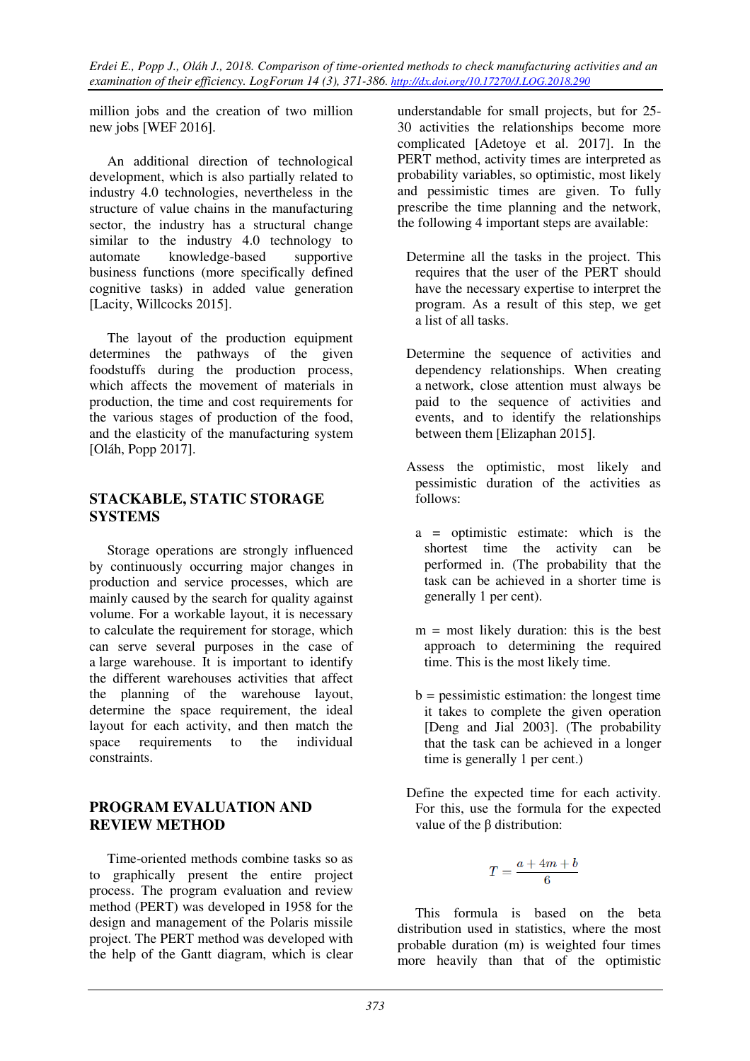million jobs and the creation of two million new jobs [WEF 2016].

An additional direction of technological development, which is also partially related to industry 4.0 technologies, nevertheless in the structure of value chains in the manufacturing sector, the industry has a structural change similar to the industry 4.0 technology to automate knowledge-based supportive business functions (more specifically defined cognitive tasks) in added value generation [Lacity, Willcocks 2015].

The layout of the production equipment determines the pathways of the given foodstuffs during the production process, which affects the movement of materials in production, the time and cost requirements for the various stages of production of the food, and the elasticity of the manufacturing system [Oláh, Popp 2017].

## STACKABLE, STATIC STORAGE SYSTEMS

Storage operations are strongly influenced by continuously occurring major changes in production and service processes, which are mainly caused by the search for quality against volume. For a workable layout, it is necessary to calculate the requirement for storage, which can serve several purposes in the case of a large warehouse. It is important to identify the different warehouses activities that affect the planning of the warehouse layout, determine the space requirement, the ideal layout for each activity, and then match the space requirements to the individual constraints.

## PROGRAM EVALUATION AND REVIEW METHOD

Time-oriented methods combine tasks so as to graphically present the entire project process. The program evaluation and review method (PERT) was developed in 1958 for the design and management of the Polaris missile project. The PERT method was developed with the help of the Gantt diagram, which is clear understandable for small projects, but for 25-30 activities the relationships become more complicated [Adetoye et al. 2017]. In the PERT method, activity times are interpreted as probability variables, so optimistic, most likely and pessimistic times are given. To fully prescribe the time planning and the network, the following 4 important steps are available:

- Determine all the tasks in the project. This requires that the user of the PERT should have the necessary expertise to interpret the program. As a result of this step, we get a list of all tasks.

- Determine the sequence of activities and dependency relationships. When creating a network, close attention must always be paid to the sequence of activities and events, and to identify the relationships between them [Elizaphan 2015].

- Assess the optimistic, most likely and pessimistic duration of the activities as follows:

  a = optimistic estimate: which is the shortest time the activity can be performed in. (The probability that the task can be achieved in a shorter time is generally 1 per cent).

  m = most likely duration: this is the best approach to determining the required time. This is the most likely time.

  b = pessimistic estimation: the longest time it takes to complete the given operation [Deng and Jial 2003]. (The probability that the task can be achieved in a longer time is generally 1 per cent.)

- Define the expected time for each activity. For this, use the formula for the expected value of the β distribution:

$$T = \frac{a + 4m + b}{6}$$

This formula is based on the beta distribution used in statistics, where the most probable duration (m) is weighted four times more heavily than that of the optimistic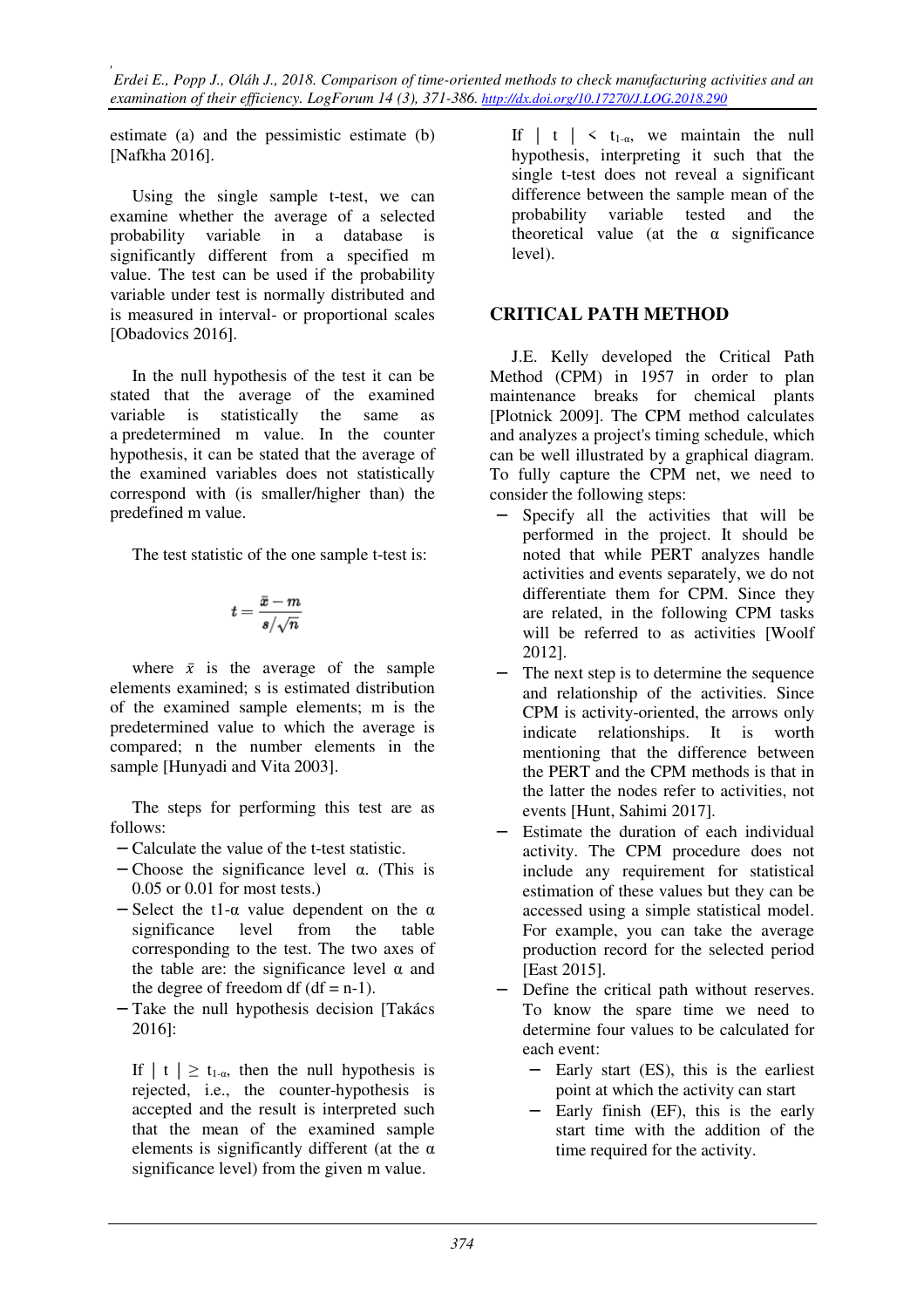estimate (a) and the pessimistic estimate (b) [Nafkha 2016].

Using the single sample t-test, we can examine whether the average of a selected probability variable in a database is significantly different from a specified m value. The test can be used if the probability variable under test is normally distributed and is measured in interval- or proportional scales [Obadovics 2016].

In the null hypothesis of the test it can be stated that the average of the examined variable is statistically the same as a predetermined m value. In the counter hypothesis, it can be stated that the average of the examined variables does not statistically correspond with (is smaller/higher than) the predefined m value.

The test statistic of the one sample t-test is:

$$t = \frac{\bar{x} - m}{s/\sqrt{n}}$$

where $\bar{x}$ is the average of the sample elements examined; s is estimated distribution of the examined sample elements; m is the predetermined value to which the average is compared; n the number elements in the sample [Hunyadi and Vita 2003].

The steps for performing this test are as follows:

- Calculate the value of the t-test statistic.
- Choose the significance level α. (This is 0.05 or 0.01 for most tests.)
- Select the t1-α value dependent on the α significance level from the table corresponding to the test. The two axes of the table are: the significance level α and the degree of freedom df (df = n-1).
- Take the null hypothesis decision [Takács 2016]:

If $| t | \geq t_{1-\alpha}$, then the null hypothesis is rejected, i.e., the counter-hypothesis is accepted and the result is interpreted such that the mean of the examined sample elements is significantly different (at the α significance level) from the given m value.

If $| t | < t_{1-\alpha}$, we maintain the null hypothesis, interpreting it such that the single t-test does not reveal a significant difference between the sample mean of the probability variable tested and the theoretical value (at the α significance level).

## CRITICAL PATH METHOD

J.E. Kelly developed the Critical Path Method (CPM) in 1957 in order to plan maintenance breaks for chemical plants [Plotnick 2009]. The CPM method calculates and analyzes a project's timing schedule, which can be well illustrated by a graphical diagram. To fully capture the CPM net, we need to consider the following steps:

- Specify all the activities that will be performed in the project. It should be noted that while PERT analyzes handle activities and events separately, we do not differentiate them for CPM. Since they are related, in the following CPM tasks will be referred to as activities [Woolf 2012].
- The next step is to determine the sequence and relationship of the activities. Since CPM is activity-oriented, the arrows only indicate relationships. It is worth mentioning that the difference between the PERT and the CPM methods is that in the latter the nodes refer to activities, not events [Hunt, Sahimi 2017].
- Estimate the duration of each individual activity. The CPM procedure does not include any requirement for statistical estimation of these values but they can be accessed using a simple statistical model. For example, you can take the average production record for the selected period [East 2015].
- Define the critical path without reserves. To know the spare time we need to determine four values to be calculated for each event:
  - Early start (ES), this is the earliest point at which the activity can start
  - Early finish (EF), this is the early start time with the addition of the time required for the activity.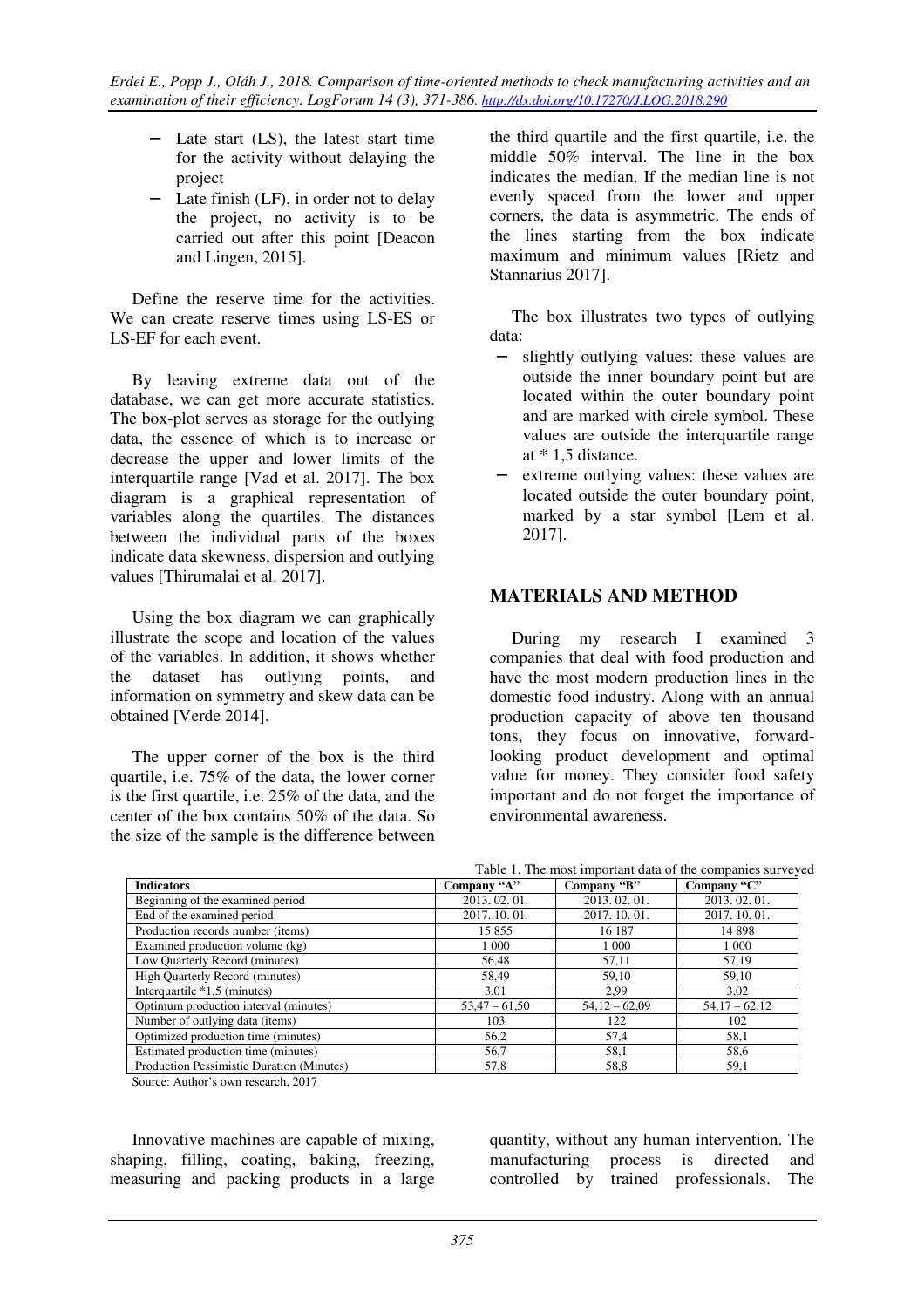- Late start (LS), the latest start time for the activity without delaying the project
- Late finish (LF), in order not to delay the project, no activity is to be carried out after this point [Deacon and Lingen, 2015].

Define the reserve time for the activities. We can create reserve times using LS-ES or LS-EF for each event.

By leaving extreme data out of the database, we can get more accurate statistics. The box-plot serves as storage for the outlying data, the essence of which is to increase or decrease the upper and lower limits of the interquartile range [Vad et al. 2017]. The box diagram is a graphical representation of variables along the quartiles. The distances between the individual parts of the boxes indicate data skewness, dispersion and outlying values [Thirumalai et al. 2017].

Using the box diagram we can graphically illustrate the scope and location of the values of the variables. In addition, it shows whether the dataset has outlying points, and information on symmetry and skew data can be obtained [Verde 2014].

The upper corner of the box is the third quartile, i.e. 75% of the data, the lower corner is the first quartile, i.e. 25% of the data, and the center of the box contains 50% of the data. So the size of the sample is the difference between the third quartile and the first quartile, i.e. the middle 50% interval. The line in the box indicates the median. If the median line is not evenly spaced from the lower and upper corners, the data is asymmetric. The ends of the lines starting from the box indicate maximum and minimum values [Rietz and Stannarius 2017].

The box illustrates two types of outlying data:

- slightly outlying values: these values are outside the inner boundary point but are located within the outer boundary point and are marked with circle symbol. These values are outside the interquartile range at * 1,5 distance.
- extreme outlying values: these values are located outside the outer boundary point, marked by a star symbol [Lem et al. 2017].

## MATERIALS AND METHOD

During my research I examined 3 companies that deal with food production and have the most modern production lines in the domestic food industry. Along with an annual production capacity of above ten thousand tons, they focus on innovative, forward-looking product development and optimal value for money. They consider food safety important and do not forget the importance of environmental awareness.

Table 1. The most important data of the companies surveyed

| Indicators | Company "A" | Company "B" | Company "C" |
|---|---|---|---|
| Beginning of the examined period | 2013. 02. 01. | 2013. 02. 01. | 2013. 02. 01. |
| End of the examined period | 2017. 10. 01. | 2017. 10. 01. | 2017. 10. 01. |
| Production records number (items) | 15 855 | 16 187 | 14 898 |
| Examined production volume (kg) | 1 000 | 1 000 | 1 000 |
| Low Quarterly Record (minutes) | 56,48 | 57,11 | 57,19 |
| High Quarterly Record (minutes) | 58,49 | 59,10 | 59,10 |
| Interquartile *1,5 (minutes) | 3,01 | 2,99 | 3,02 |
| Optimum production interval (minutes) | 53,47 – 61,50 | 54,12 – 62,09 | 54,17 – 62,12 |
| Number of outlying data (items) | 103 | 122 | 102 |
| Optimized production time (minutes) | 56,2 | 57,4 | 58,1 |
| Estimated production time (minutes) | 56,7 | 58,1 | 58,6 |
| Production Pessimistic Duration (Minutes) | 57,8 | 58,8 | 59,1 |

Source: Author's own research, 2017

Innovative machines are capable of mixing, shaping, filling, coating, baking, freezing, measuring and packing products in a large quantity, without any human intervention. The manufacturing process is directed and controlled by trained professionals. The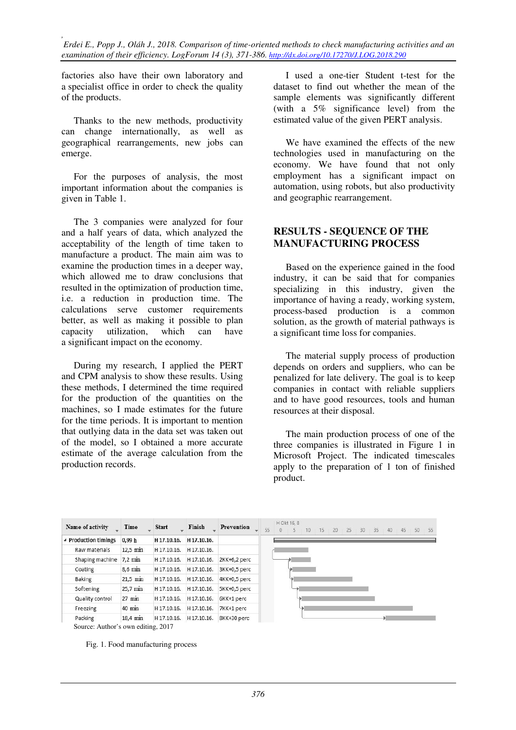factories also have their own laboratory and a specialist office in order to check the quality of the products.

Thanks to the new methods, productivity can change internationally, as well as geographical rearrangements, new jobs can emerge.

For the purposes of analysis, the most important information about the companies is given in Table 1.

The 3 companies were analyzed for four and a half years of data, which analyzed the acceptability of the length of time taken to manufacture a product. The main aim was to examine the production times in a deeper way, which allowed me to draw conclusions that resulted in the optimization of production time, i.e. a reduction in production time. The calculations serve customer requirements better, as well as making it possible to plan capacity utilization, which can have a significant impact on the economy.

During my research, I applied the PERT and CPM analysis to show these results. Using these methods, I determined the time required for the production for the quantities on the machines, so I made estimates for the future for the time periods. It is important to mention that outlying data in the data set was taken out of the model, so I obtained a more accurate estimate of the average calculation from the production records.

I used a one-tier Student t-test for the dataset to find out whether the mean of the sample elements was significantly different (with a 5% significance level) from the estimated value of the given PERT analysis.

We have examined the effects of the new technologies used in manufacturing on the economy. We have found that not only employment has a significant impact on automation, using robots, but also productivity and geographic rearrangement.

## RESULTS - SEQUENCE OF THE MANUFACTURING PROCESS

Based on the experience gained in the food industry, it can be said that for companies specializing in this industry, given the importance of having a ready, working system, process-based production is a common solution, as the growth of material pathways is a significant time loss for companies.

The material supply process of production depends on orders and suppliers, who can be penalized for late delivery. The goal is to keep companies in contact with reliable suppliers and to have good resources, tools and human resources at their disposal.

The main production process of one of the three companies is illustrated in Figure 1 in Microsoft Project. The indicated timescales apply to the preparation of 1 ton of finished product.

| Name of activity | Time | Start | Finish | Prevention |
|---|---|---|---|---|
| Production timings | 0,99 h | H 17.10.16. | H 17.10.16. | |
| Raw materials | 12,5 min | H 17.10.16. | H 17.10.16. | |
| Shaping machine | 7,2 min | H 17.10.16. | H 17.10.16. | 2KK+6,2 perc |
| Coating | 8,6 min | H 17.10.16. | H 17.10.16. | 3KK+0,5 perc |
| Baking | 21,5 min | H 17.10.16. | H 17.10.16. | 4KK+0,5 perc |
| Softening | 25,7 min | H 17.10.16. | H 17.10.16. | 5KK+0,5 perc |
| Quality control | 27 min | H 17.10.16. | H 17.10.16. | 6KK+1 perc |
| Freezing | 40 min | H 17.10.16. | H 17.10.16. | 7KK+1 perc |
| Packing | 18,4 min | H 17.10.16. | H 17.10.16. | 8KK+30 perc |

Source: Author's own editing, 2017

Fig. 1. Food manufacturing process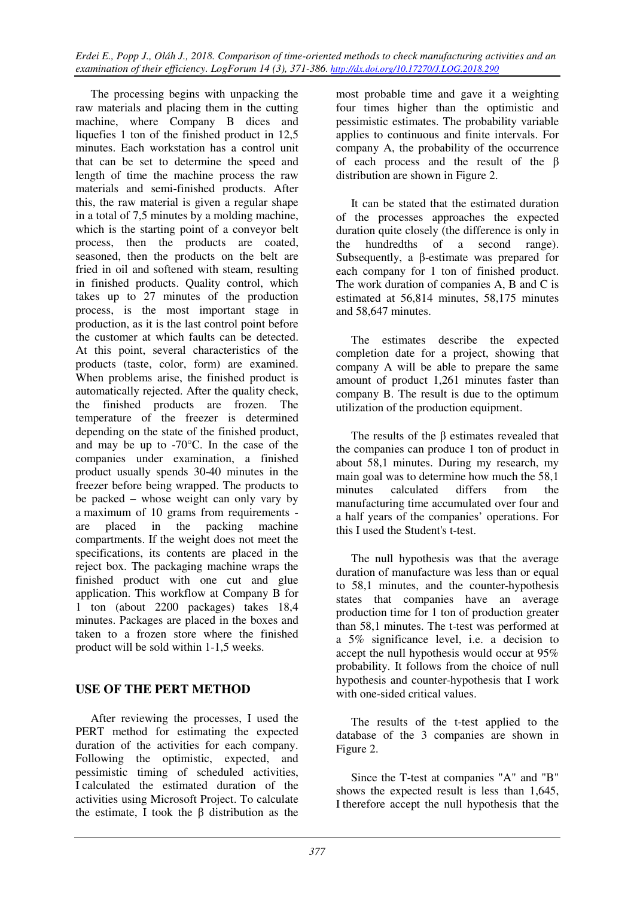The processing begins with unpacking the raw materials and placing them in the cutting machine, where Company B dices and liquefies 1 ton of the finished product in 12,5 minutes. Each workstation has a control unit that can be set to determine the speed and length of time the machine process the raw materials and semi-finished products. After this, the raw material is given a regular shape in a total of 7,5 minutes by a molding machine, which is the starting point of a conveyor belt process, then the products are coated, seasoned, then the products on the belt are fried in oil and softened with steam, resulting in finished products. Quality control, which takes up to 27 minutes of the production process, is the most important stage in production, as it is the last control point before the customer at which faults can be detected. At this point, several characteristics of the products (taste, color, form) are examined. When problems arise, the finished product is automatically rejected. After the quality check, the finished products are frozen. The temperature of the freezer is determined depending on the state of the finished product, and may be up to -70°C. In the case of the companies under examination, a finished product usually spends 30-40 minutes in the freezer before being wrapped. The products to be packed – whose weight can only vary by a maximum of 10 grams from requirements - are placed in the packing machine compartments. If the weight does not meet the specifications, its contents are placed in the reject box. The packaging machine wraps the finished product with one cut and glue application. This workflow at Company B for 1 ton (about 2200 packages) takes 18,4 minutes. Packages are placed in the boxes and taken to a frozen store where the finished product will be sold within 1-1,5 weeks.

## USE OF THE PERT METHOD

After reviewing the processes, I used the PERT method for estimating the expected duration of the activities for each company. Following the optimistic, expected, and pessimistic timing of scheduled activities, I calculated the estimated duration of the activities using Microsoft Project. To calculate the estimate, I took the β distribution as the most probable time and gave it a weighting four times higher than the optimistic and pessimistic estimates. The probability variable applies to continuous and finite intervals. For company A, the probability of the occurrence of each process and the result of the β distribution are shown in Figure 2.

It can be stated that the estimated duration of the processes approaches the expected duration quite closely (the difference is only in the hundredths of a second range). Subsequently, a β-estimate was prepared for each company for 1 ton of finished product. The work duration of companies A, B and C is estimated at 56,814 minutes, 58,175 minutes and 58,647 minutes.

The estimates describe the expected completion date for a project, showing that company A will be able to prepare the same amount of product 1,261 minutes faster than company B. The result is due to the optimum utilization of the production equipment.

The results of the β estimates revealed that the companies can produce 1 ton of product in about 58,1 minutes. During my research, my main goal was to determine how much the 58,1 minutes calculated differs from the manufacturing time accumulated over four and a half years of the companies' operations. For this I used the Student's t-test.

The null hypothesis was that the average duration of manufacture was less than or equal to 58,1 minutes, and the counter-hypothesis states that companies have an average production time for 1 ton of production greater than 58,1 minutes. The t-test was performed at a 5% significance level, i.e. a decision to accept the null hypothesis would occur at 95% probability. It follows from the choice of null hypothesis and counter-hypothesis that I work with one-sided critical values.

The results of the t-test applied to the database of the 3 companies are shown in Figure 2.

Since the T-test at companies "A" and "B" shows the expected result is less than 1,645, I therefore accept the null hypothesis that the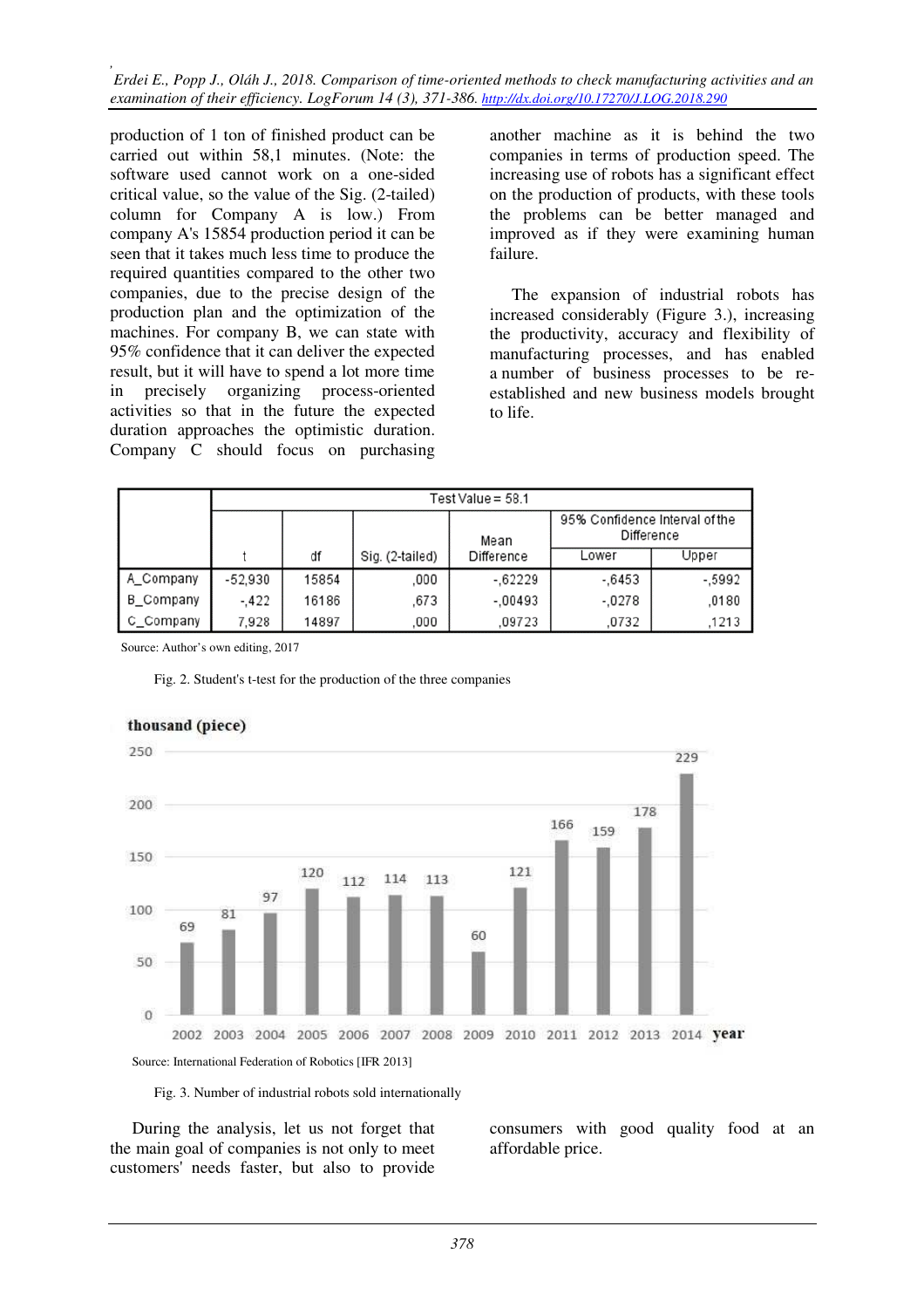production of 1 ton of finished product can be carried out within 58,1 minutes. (Note: the software used cannot work on a one-sided critical value, so the value of the Sig. (2-tailed) column for Company A is low.) From company A's 15854 production period it can be seen that it takes much less time to produce the required quantities compared to the other two companies, due to the precise design of the production plan and the optimization of the machines. For company B, we can state with 95% confidence that it can deliver the expected result, but it will have to spend a lot more time in precisely organizing process-oriented activities so that in the future the expected duration approaches the optimistic duration. Company C should focus on purchasing another machine as it is behind the two companies in terms of production speed. The increasing use of robots has a significant effect on the production of products, with these tools the problems can be better managed and improved as if they were examining human failure.

The expansion of industrial robots has increased considerably (Figure 3.), increasing the productivity, accuracy and flexibility of manufacturing processes, and has enabled a number of business processes to be re-established and new business models brought to life.

| | Test Value = 58.1 | | | | | |
|---|---|---|---|---|---|---|
| | | | | | 95% Confidence Interval of the Difference | |
| | t | df | Sig. (2-tailed) | Mean Difference | Lower | Upper |
| A_Company | -52,930 | 15854 | ,000 | -,62229 | -,6453 | -,5992 |
| B_Company | -,422 | 16186 | ,673 | -,00493 | -,0278 | ,0180 |
| C_Company | 7,928 | 14897 | ,000 | ,09723 | ,0732 | ,1213 |

Source: Author's own editing, 2017

Fig. 2. Student's t-test for the production of the three companies

| year | 2002 | 2003 | 2004 | 2005 | 2006 | 2007 | 2008 | 2009 | 2010 | 2011 | 2012 | 2013 | 2014 |
|---|---|---|---|---|---|---|---|---|---|---|---|---|---|
| thousand (piece) | 69 | 81 | 97 | 120 | 112 | 114 | 113 | 60 | 121 | 166 | 159 | 178 | 229 |

Source: International Federation of Robotics [IFR 2013]

Fig. 3. Number of industrial robots sold internationally

During the analysis, let us not forget that the main goal of companies is not only to meet customers' needs faster, but also to provide consumers with good quality food at an affordable price.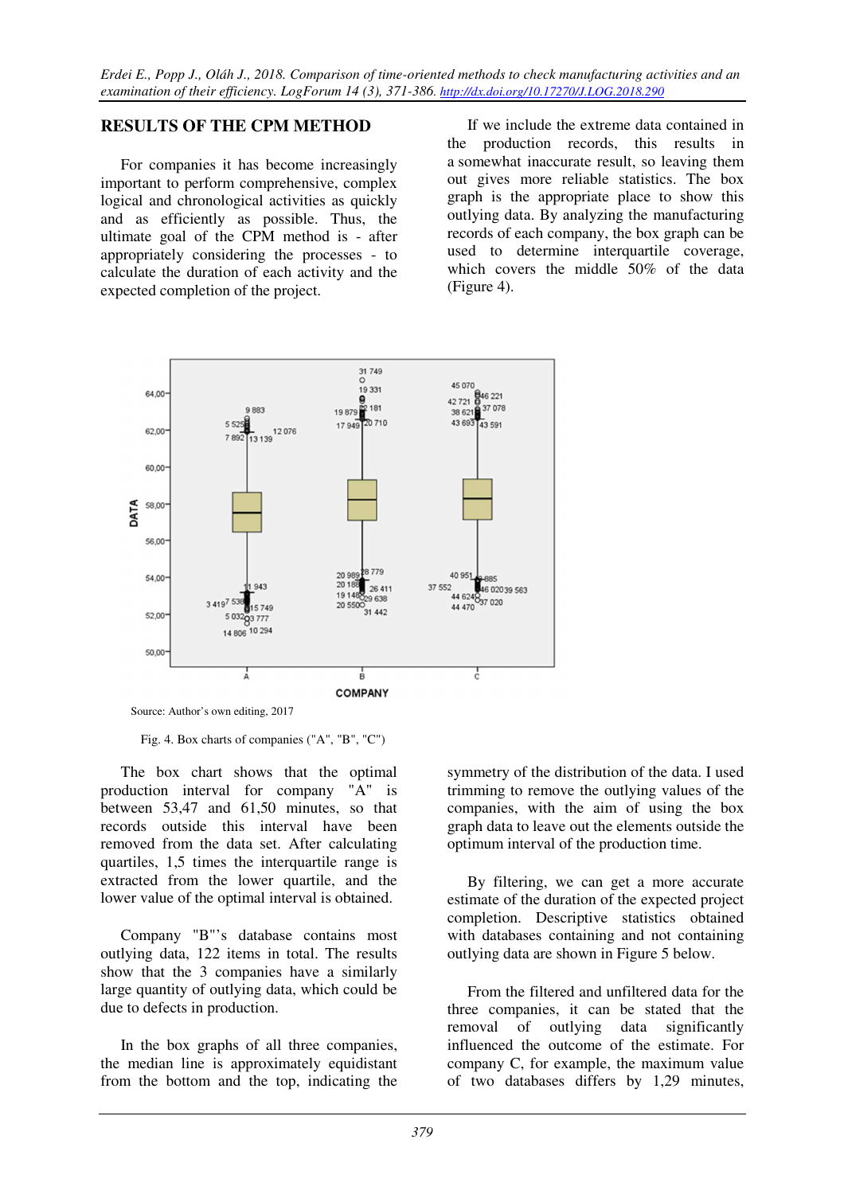## RESULTS OF THE CPM METHOD

For companies it has become increasingly important to perform comprehensive, complex logical and chronological activities as quickly and as efficiently as possible. Thus, the ultimate goal of the CPM method is - after appropriately considering the processes - to calculate the duration of each activity and the expected completion of the project.

If we include the extreme data contained in the production records, this results in a somewhat inaccurate result, so leaving them out gives more reliable statistics. The box graph is the appropriate place to show this outlying data. By analyzing the manufacturing records of each company, the box graph can be used to determine interquartile coverage, which covers the middle 50% of the data (Figure 4).

Source: Author's own editing, 2017

Fig. 4. Box charts of companies ("A", "B", "C")

The box chart shows that the optimal production interval for company "A" is between 53,47 and 61,50 minutes, so that records outside this interval have been removed from the data set. After calculating quartiles, 1,5 times the interquartile range is extracted from the lower quartile, and the lower value of the optimal interval is obtained.

Company "B"'s database contains most outlying data, 122 items in total. The results show that the 3 companies have a similarly large quantity of outlying data, which could be due to defects in production.

In the box graphs of all three companies, the median line is approximately equidistant from the bottom and the top, indicating the symmetry of the distribution of the data. I used trimming to remove the outlying values of the companies, with the aim of using the box graph data to leave out the elements outside the optimum interval of the production time.

By filtering, we can get a more accurate estimate of the duration of the expected project completion. Descriptive statistics obtained with databases containing and not containing outlying data are shown in Figure 5 below.

From the filtered and unfiltered data for the three companies, it can be stated that the removal of outlying data significantly influenced the outcome of the estimate. For company C, for example, the maximum value of two databases differs by 1,29 minutes,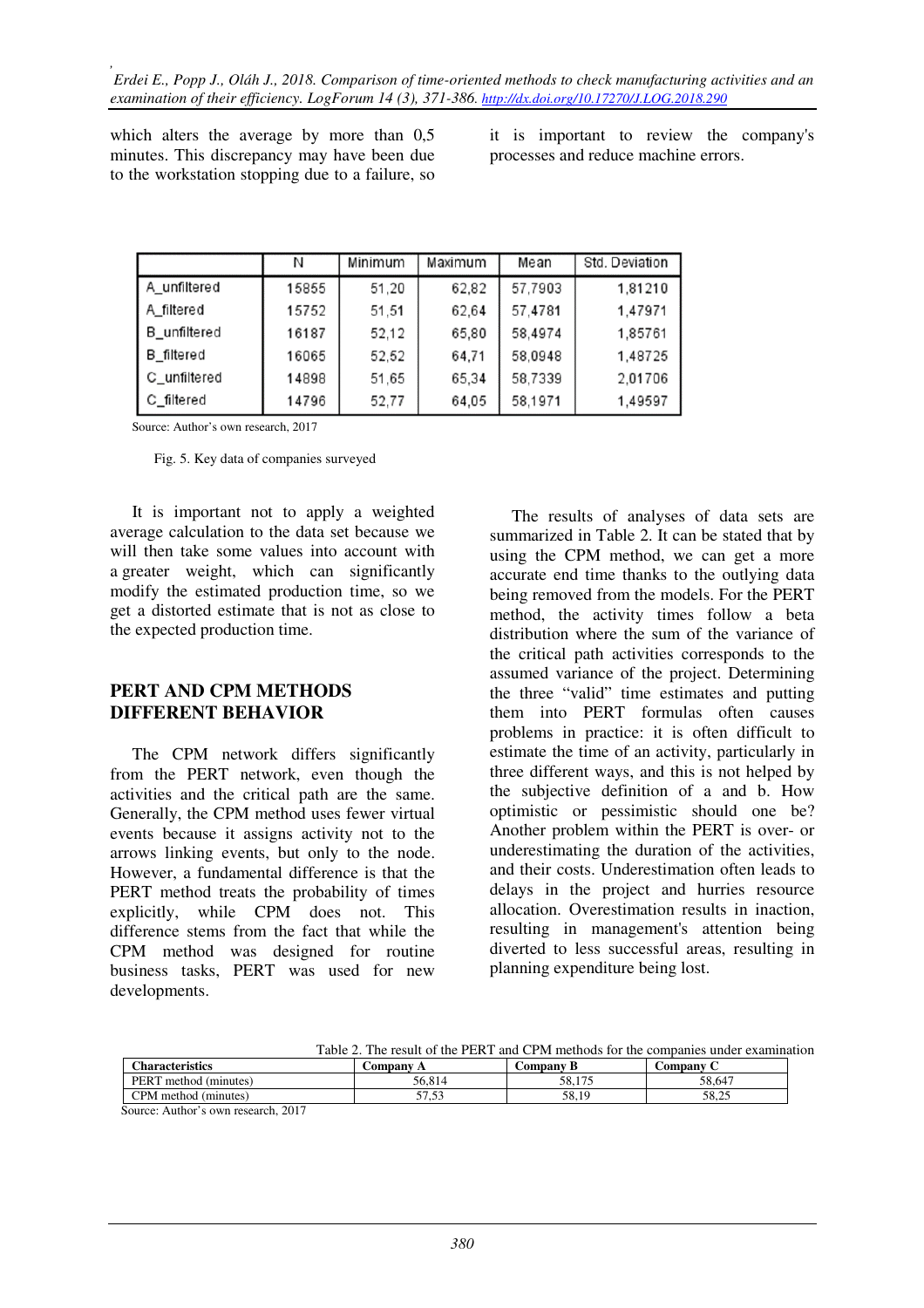which alters the average by more than 0,5 minutes. This discrepancy may have been due to the workstation stopping due to a failure, so it is important to review the company's processes and reduce machine errors.

| | N | Minimum | Maximum | Mean | Std. Deviation |
|---|---|---|---|---|---|
| A_unfiltered | 15855 | 51,20 | 62,82 | 57,7903 | 1,81210 |
| A_filtered | 15752 | 51,51 | 62,64 | 57,4781 | 1,47971 |
| B_unfiltered | 16187 | 52,12 | 65,80 | 58,4974 | 1,85761 |
| B_filtered | 16065 | 52,52 | 64,71 | 58,0948 | 1,48725 |
| C_unfiltered | 14898 | 51,65 | 65,34 | 58,7339 | 2,01706 |
| C_filtered | 14796 | 52,77 | 64,05 | 58,1971 | 1,49597 |

Source: Author's own research, 2017

Fig. 5. Key data of companies surveyed

It is important not to apply a weighted average calculation to the data set because we will then take some values into account with a greater weight, which can significantly modify the estimated production time, so we get a distorted estimate that is not as close to the expected production time.

## PERT AND CPM METHODS DIFFERENT BEHAVIOR

The CPM network differs significantly from the PERT network, even though the activities and the critical path are the same. Generally, the CPM method uses fewer virtual events because it assigns activity not to the arrows linking events, but only to the node. However, a fundamental difference is that the PERT method treats the probability of times explicitly, while CPM does not. This difference stems from the fact that while the CPM method was designed for routine business tasks, PERT was used for new developments.

The results of analyses of data sets are summarized in Table 2. It can be stated that by using the CPM method, we can get a more accurate end time thanks to the outlying data being removed from the models. For the PERT method, the activity times follow a beta distribution where the sum of the variance of the critical path activities corresponds to the assumed variance of the project. Determining the three "valid" time estimates and putting them into PERT formulas often causes problems in practice: it is often difficult to estimate the time of an activity, particularly in three different ways, and this is not helped by the subjective definition of a and b. How optimistic or pessimistic should one be? Another problem within the PERT is over- or underestimating the duration of the activities, and their costs. Underestimation often leads to delays in the project and hurries resource allocation. Overestimation results in inaction, resulting in management's attention being diverted to less successful areas, resulting in planning expenditure being lost.

Table 2. The result of the PERT and CPM methods for the companies under examination

| Characteristics | Company A | Company B | Company C |
|---|---|---|---|
| PERT method (minutes) | 56,814 | 58,175 | 58,647 |
| CPM method (minutes) | 57,53 | 58,19 | 58,25 |

Source: Author's own research, 2017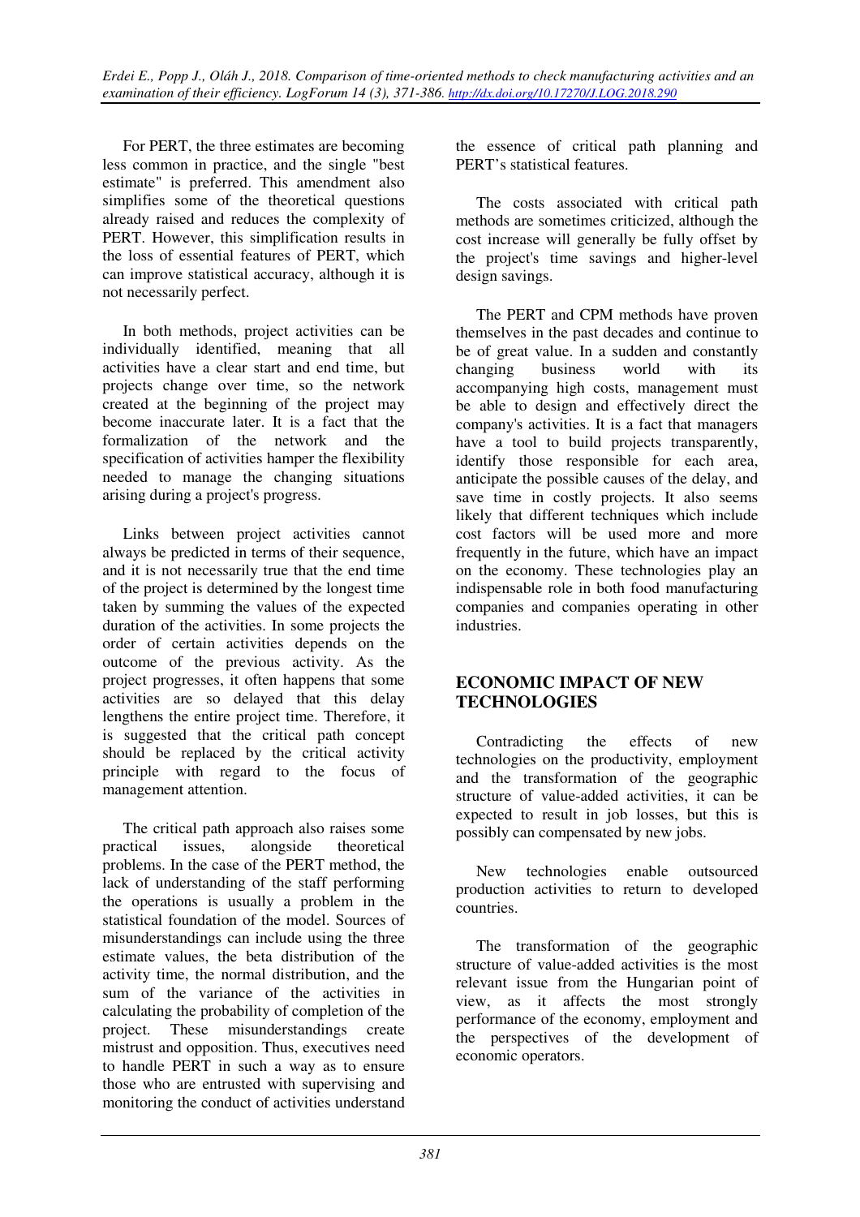For PERT, the three estimates are becoming less common in practice, and the single "best estimate" is preferred. This amendment also simplifies some of the theoretical questions already raised and reduces the complexity of PERT. However, this simplification results in the loss of essential features of PERT, which can improve statistical accuracy, although it is not necessarily perfect.

In both methods, project activities can be individually identified, meaning that all activities have a clear start and end time, but projects change over time, so the network created at the beginning of the project may become inaccurate later. It is a fact that the formalization of the network and the specification of activities hamper the flexibility needed to manage the changing situations arising during a project's progress.

Links between project activities cannot always be predicted in terms of their sequence, and it is not necessarily true that the end time of the project is determined by the longest time taken by summing the values of the expected duration of the activities. In some projects the order of certain activities depends on the outcome of the previous activity. As the project progresses, it often happens that some activities are so delayed that this delay lengthens the entire project time. Therefore, it is suggested that the critical path concept should be replaced by the critical activity principle with regard to the focus of management attention.

The critical path approach also raises some practical issues, alongside theoretical problems. In the case of the PERT method, the lack of understanding of the staff performing the operations is usually a problem in the statistical foundation of the model. Sources of misunderstandings can include using the three estimate values, the beta distribution of the activity time, the normal distribution, and the sum of the variance of the activities in calculating the probability of completion of the project. These misunderstandings create mistrust and opposition. Thus, executives need to handle PERT in such a way as to ensure those who are entrusted with supervising and monitoring the conduct of activities understand the essence of critical path planning and PERT's statistical features.

The costs associated with critical path methods are sometimes criticized, although the cost increase will generally be fully offset by the project's time savings and higher-level design savings.

The PERT and CPM methods have proven themselves in the past decades and continue to be of great value. In a sudden and constantly changing business world with its accompanying high costs, management must be able to design and effectively direct the company's activities. It is a fact that managers have a tool to build projects transparently, identify those responsible for each area, anticipate the possible causes of the delay, and save time in costly projects. It also seems likely that different techniques which include cost factors will be used more and more frequently in the future, which have an impact on the economy. These technologies play an indispensable role in both food manufacturing companies and companies operating in other industries.

## ECONOMIC IMPACT OF NEW TECHNOLOGIES

Contradicting the effects of new technologies on the productivity, employment and the transformation of the geographic structure of value-added activities, it can be expected to result in job losses, but this is possibly can compensated by new jobs.

New technologies enable outsourced production activities to return to developed countries.

The transformation of the geographic structure of value-added activities is the most relevant issue from the Hungarian point of view, as it affects the most strongly performance of the economy, employment and the perspectives of the development of economic operators.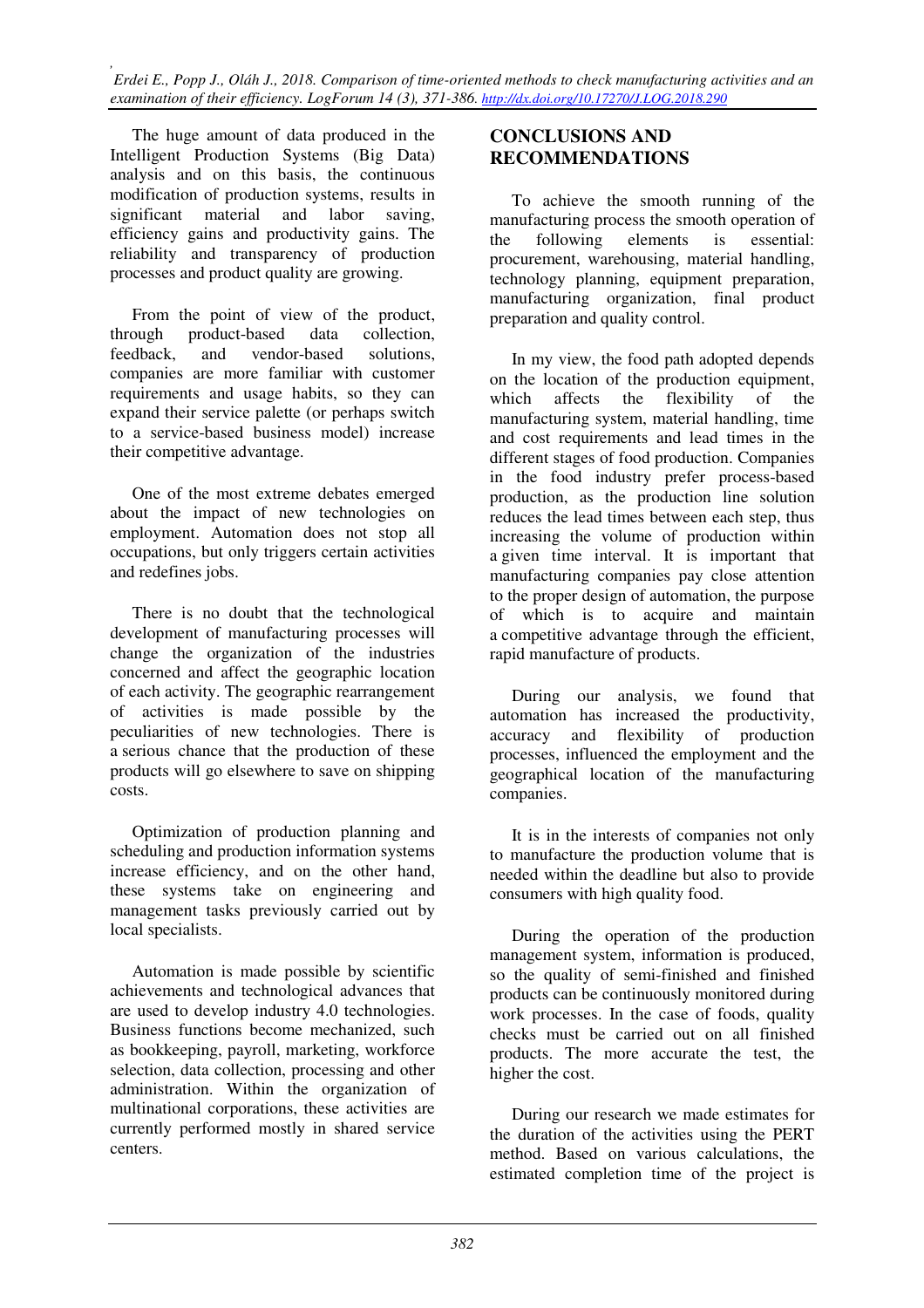The huge amount of data produced in the Intelligent Production Systems (Big Data) analysis and on this basis, the continuous modification of production systems, results in significant material and labor saving, efficiency gains and productivity gains. The reliability and transparency of production processes and product quality are growing.

From the point of view of the product, through product-based data collection, feedback, and vendor-based solutions, companies are more familiar with customer requirements and usage habits, so they can expand their service palette (or perhaps switch to a service-based business model) increase their competitive advantage.

One of the most extreme debates emerged about the impact of new technologies on employment. Automation does not stop all occupations, but only triggers certain activities and redefines jobs.

There is no doubt that the technological development of manufacturing processes will change the organization of the industries concerned and affect the geographic location of each activity. The geographic rearrangement of activities is made possible by the peculiarities of new technologies. There is a serious chance that the production of these products will go elsewhere to save on shipping costs.

Optimization of production planning and scheduling and production information systems increase efficiency, and on the other hand, these systems take on engineering and management tasks previously carried out by local specialists.

Automation is made possible by scientific achievements and technological advances that are used to develop industry 4.0 technologies. Business functions become mechanized, such as bookkeeping, payroll, marketing, workforce selection, data collection, processing and other administration. Within the organization of multinational corporations, these activities are currently performed mostly in shared service centers.

## CONCLUSIONS AND RECOMMENDATIONS

To achieve the smooth running of the manufacturing process the smooth operation of the following elements is essential: procurement, warehousing, material handling, technology planning, equipment preparation, manufacturing organization, final product preparation and quality control.

In my view, the food path adopted depends on the location of the production equipment, which affects the flexibility of the manufacturing system, material handling, time and cost requirements and lead times in the different stages of food production. Companies in the food industry prefer process-based production, as the production line solution reduces the lead times between each step, thus increasing the volume of production within a given time interval. It is important that manufacturing companies pay close attention to the proper design of automation, the purpose of which is to acquire and maintain a competitive advantage through the efficient, rapid manufacture of products.

During our analysis, we found that automation has increased the productivity, accuracy and flexibility of production processes, influenced the employment and the geographical location of the manufacturing companies.

It is in the interests of companies not only to manufacture the production volume that is needed within the deadline but also to provide consumers with high quality food.

During the operation of the production management system, information is produced, so the quality of semi-finished and finished products can be continuously monitored during work processes. In the case of foods, quality checks must be carried out on all finished products. The more accurate the test, the higher the cost.

During our research we made estimates for the duration of the activities using the PERT method. Based on various calculations, the estimated completion time of the project is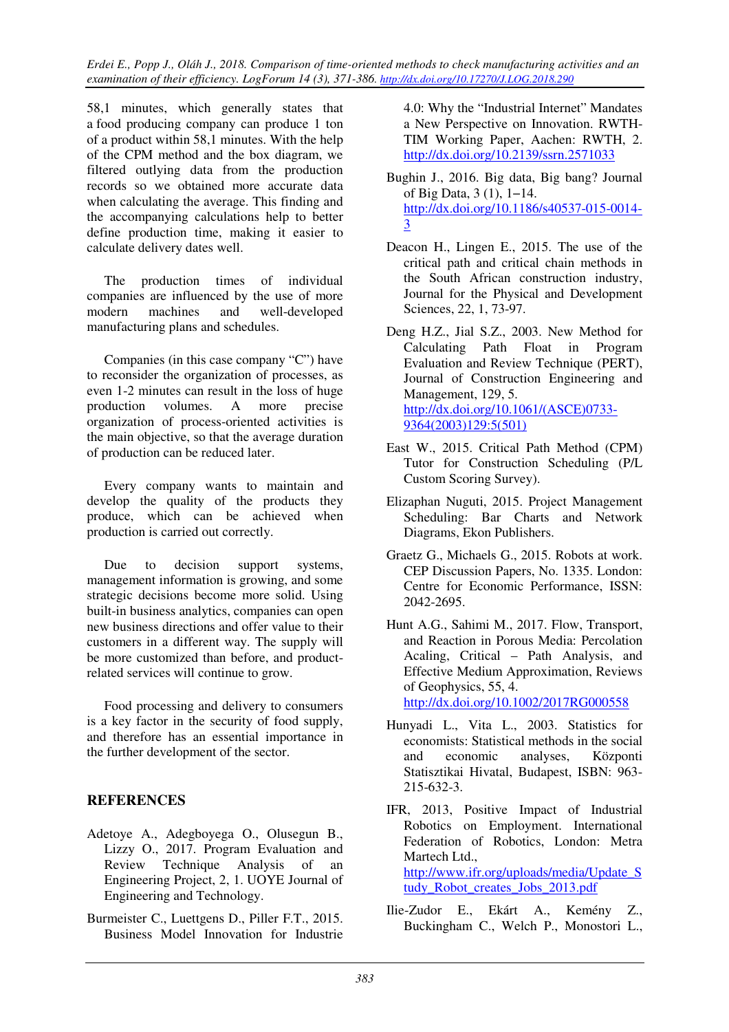58,1 minutes, which generally states that a food producing company can produce 1 ton of a product within 58,1 minutes. With the help of the CPM method and the box diagram, we filtered outlying data from the production records so we obtained more accurate data when calculating the average. This finding and the accompanying calculations help to better define production time, making it easier to calculate delivery dates well.

The production times of individual companies are influenced by the use of more modern machines and well-developed manufacturing plans and schedules.

Companies (in this case company "C") have to reconsider the organization of processes, as even 1-2 minutes can result in the loss of huge production volumes. A more precise organization of process-oriented activities is the main objective, so that the average duration of production can be reduced later.

Every company wants to maintain and develop the quality of the products they produce, which can be achieved when production is carried out correctly.

Due to decision support systems, management information is growing, and some strategic decisions become more solid. Using built-in business analytics, companies can open new business directions and offer value to their customers in a different way. The supply will be more customized than before, and product-related services will continue to grow.

Food processing and delivery to consumers is a key factor in the security of food supply, and therefore has an essential importance in the further development of the sector.

## REFERENCES

Adetoye A., Adegboyega O., Olusegun B., Lizzy O., 2017. Program Evaluation and Review Technique Analysis of an Engineering Project, 2, 1. UOYE Journal of Engineering and Technology.

Burmeister C., Luettgens D., Piller F.T., 2015. Business Model Innovation for Industrie 4.0: Why the "Industrial Internet" Mandates a New Perspective on Innovation. RWTH-TIM Working Paper, Aachen: RWTH, 2. http://dx.doi.org/10.2139/ssrn.2571033

Bughin J., 2016. Big data, Big bang? Journal of Big Data, 3 (1), 1–14. http://dx.doi.org/10.1186/s40537-015-0014-3

Deacon H., Lingen E., 2015. The use of the critical path and critical chain methods in the South African construction industry, Journal for the Physical and Development Sciences, 22, 1, 73-97.

Deng H.Z., Jial S.Z., 2003. New Method for Calculating Path Float in Program Evaluation and Review Technique (PERT), Journal of Construction Engineering and Management, 129, 5. http://dx.doi.org/10.1061/(ASCE)0733-9364(2003)129:5(501)

East W., 2015. Critical Path Method (CPM) Tutor for Construction Scheduling (P/L Custom Scoring Survey).

Elizaphan Nuguti, 2015. Project Management Scheduling: Bar Charts and Network Diagrams, Ekon Publishers.

Graetz G., Michaels G., 2015. Robots at work. CEP Discussion Papers, No. 1335. London: Centre for Economic Performance, ISSN: 2042-2695.

Hunt A.G., Sahimi M., 2017. Flow, Transport, and Reaction in Porous Media: Percolation Acaling, Critical – Path Analysis, and Effective Medium Approximation, Reviews of Geophysics, 55, 4. http://dx.doi.org/10.1002/2017RG000558

Hunyadi L., Vita L., 2003. Statistics for economists: Statistical methods in the social and economic analyses, Központi Statisztikai Hivatal, Budapest, ISBN: 963-215-632-3.

IFR, 2013, Positive Impact of Industrial Robotics on Employment. International Federation of Robotics, London: Metra Martech Ltd., http://www.ifr.org/uploads/media/Update_Study_Robot_creates_Jobs_2013.pdf

Ilie-Zudor E., Ekárt A., Kemény Z., Buckingham C., Welch P., Monostori L.,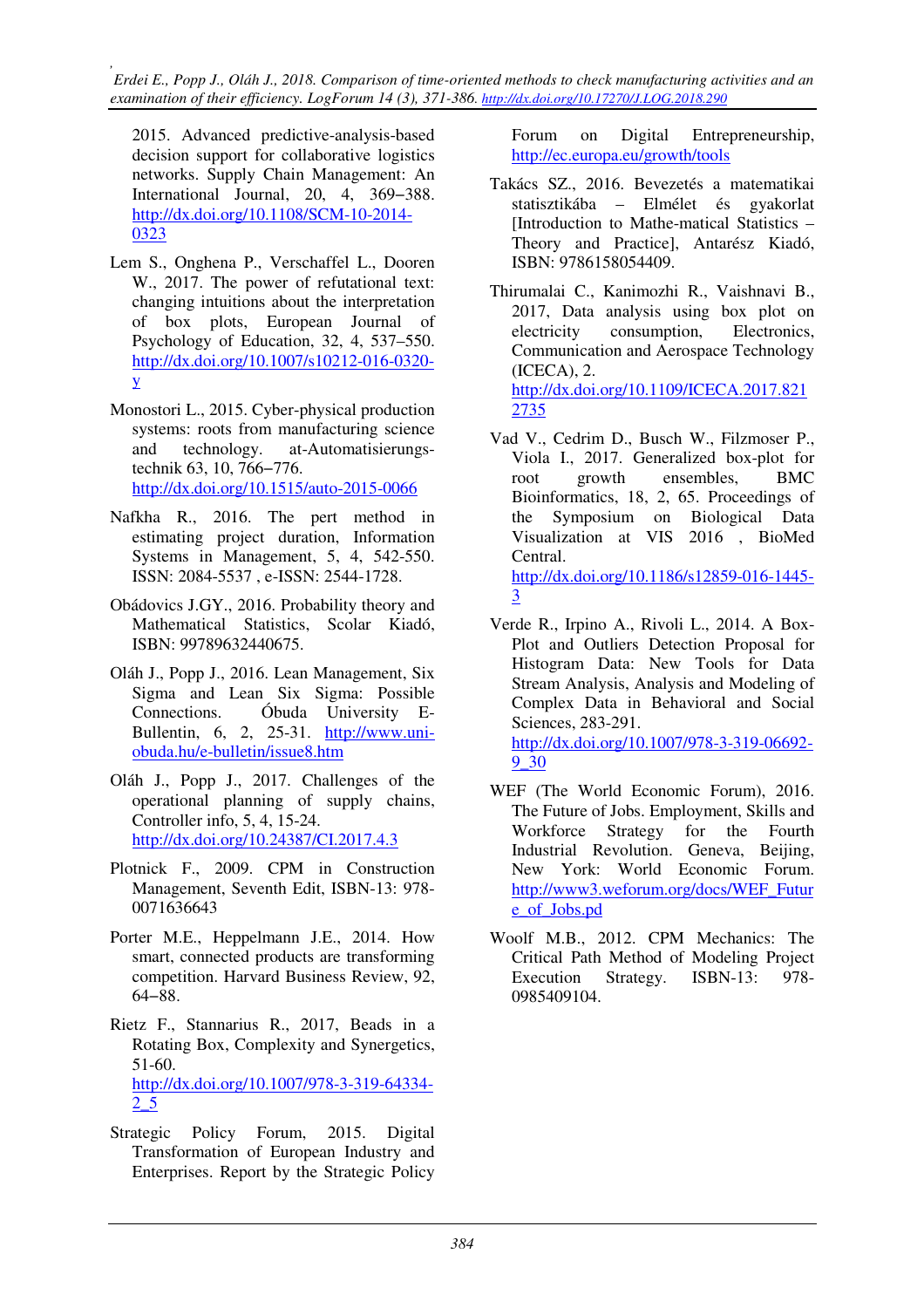2015. Advanced predictive-analysis-based decision support for collaborative logistics networks. Supply Chain Management: An International Journal, 20, 4, 369‒388. http://dx.doi.org/10.1108/SCM-10-2014-0323

Lem S., Onghena P., Verschaffel L., Dooren W., 2017. The power of refutational text: changing intuitions about the interpretation of box plots, European Journal of Psychology of Education, 32, 4, 537–550. http://dx.doi.org/10.1007/s10212-016-0320-y

Monostori L., 2015. Cyber-physical production systems: roots from manufacturing science and technology. at-Automatisierungs-technik 63, 10, 766‒776. http://dx.doi.org/10.1515/auto-2015-0066

Nafkha R., 2016. The pert method in estimating project duration, Information Systems in Management, 5, 4, 542-550. ISSN: 2084-5537 , e-ISSN: 2544-1728.

Obádovics J.GY., 2016. Probability theory and Mathematical Statistics, Scolar Kiadó, ISBN: 99789632440675.

Oláh J., Popp J., 2016. Lean Management, Six Sigma and Lean Six Sigma: Possible Connections. Óbuda University E-Bullentin, 6, 2, 25-31. http://www.uni-obuda.hu/e-bulletin/issue8.htm

Oláh J., Popp J., 2017. Challenges of the operational planning of supply chains, Controller info, 5, 4, 15-24. http://dx.doi.org/10.24387/CI.2017.4.3

Plotnick F., 2009. CPM in Construction Management, Seventh Edit, ISBN-13: 978-0071636643

Porter M.E., Heppelmann J.E., 2014. How smart, connected products are transforming competition. Harvard Business Review, 92, 64‒88.

Rietz F., Stannarius R., 2017, Beads in a Rotating Box, Complexity and Synergetics, 51-60. http://dx.doi.org/10.1007/978-3-319-64334-2_5

Strategic Policy Forum, 2015. Digital Transformation of European Industry and Enterprises. Report by the Strategic Policy Forum on Digital Entrepreneurship, http://ec.europa.eu/growth/tools

Takács SZ., 2016. Bevezetés a matematikai statisztikába – Elmélet és gyakorlat [Introduction to Mathe-matical Statistics – Theory and Practice], Antarész Kiadó, ISBN: 9786158054409.

Thirumalai C., Kanimozhi R., Vaishnavi B., 2017, Data analysis using box plot on electricity consumption, Electronics, Communication and Aerospace Technology (ICECA), 2. http://dx.doi.org/10.1109/ICECA.2017.8212735

Vad V., Cedrim D., Busch W., Filzmoser P., Viola I., 2017. Generalized box-plot for root growth ensembles, BMC Bioinformatics, 18, 2, 65. Proceedings of the Symposium on Biological Data Visualization at VIS 2016 , BioMed Central. http://dx.doi.org/10.1186/s12859-016-1445-3

Verde R., Irpino A., Rivoli L., 2014. A Box-Plot and Outliers Detection Proposal for Histogram Data: New Tools for Data Stream Analysis, Analysis and Modeling of Complex Data in Behavioral and Social Sciences, 283-291. http://dx.doi.org/10.1007/978-3-319-06692-9_30

WEF (The World Economic Forum), 2016. The Future of Jobs. Employment, Skills and Workforce Strategy for the Fourth Industrial Revolution. Geneva, Beijing, New York: World Economic Forum. http://www3.weforum.org/docs/WEF_Future_of_Jobs.pd

Woolf M.B., 2012. CPM Mechanics: The Critical Path Method of Modeling Project Execution Strategy. ISBN-13: 978-0985409104.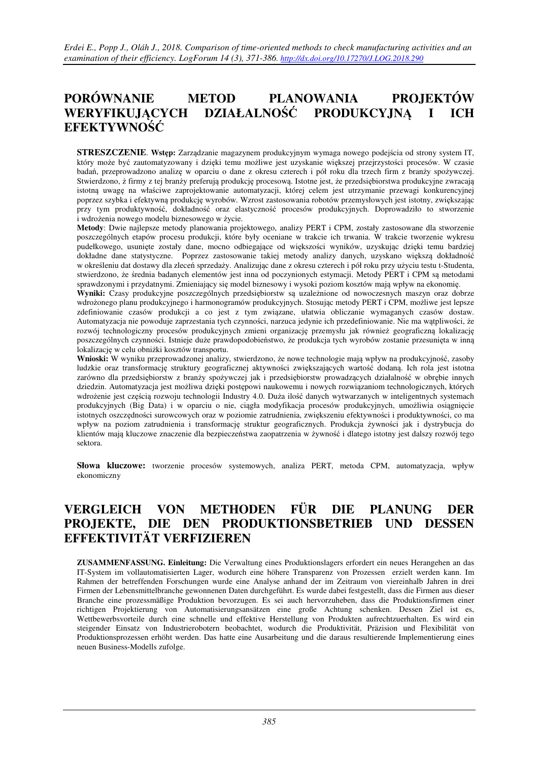## PORÓWNANIE METOD PLANOWANIA PROJEKTÓW WERYFIKUJĄCYCH DZIAŁALNOŚĆ PRODUKCYJNĄ I ICH EFEKTYWNOŚĆ

**STRESZCZENIE**. **Wstęp:** Zarządzanie magazynem produkcyjnym wymaga nowego podejścia od strony system IT, który może być zautomatyzowany i dzięki temu możliwe jest uzyskanie większej przejrzystości procesów. W czasie badań, przeprowadzono analizę w oparciu o dane z okresu czterech i pół roku dla trzech firm z branży spożywczej. Stwierdzono, ż firmy z tej branży preferują produkcję procesową. Istotne jest, że przedsiębiorstwa produkcyjne zwracają istotną uwagę na właściwe zaprojektowanie automatyzacji, której celem jest utrzymanie przewagi konkurencyjnej poprzez szybka i efektywną produkcję wyrobów. Wzrost zastosowania robotów przemysłowych jest istotny, zwiększając przy tym produktywność, dokładność oraz elastyczność procesów produkcyjnych. Doprowadziło to stworzenie i wdrożenia nowego modelu biznesowego w życie.

**Metody**: Dwie najlepsze metody planowania projektowego, analizy PERT i CPM, zostały zastosowane dla stworzenie poszczególnych etapów procesu produkcji, które były oceniane w trakcie ich trwania. W trakcie tworzenie wykresu pudełkowego, usunięte zostały dane, mocno odbiegające od większości wyników, uzyskując dzięki temu bardziej dokładne dane statystyczne. Poprzez zastosowanie takiej metody analizy danych, uzyskano większą dokładność w określeniu dat dostawy dla zleceń sprzedaży. Analizując dane z okresu czterech i pół roku przy użyciu testu t-Studenta, stwierdzono, że średnia badanych elementów jest inna od poczynionych estymacji. Metody PERT i CPM są metodami sprawdzonymi i przydatnymi. Zmieniający się model biznesowy i wysoki poziom kosztów mają wpływ na ekonomię.

**Wyniki:** Czasy produkcyjne poszczególnych przedsiębiorstw są uzależnione od nowoczesnych maszyn oraz dobrze wdrożonego planu produkcyjnego i harmonogramów produkcyjnych. Stosując metody PERT i CPM, możliwe jest lepsze zdefiniowanie czasów produkcji a co jest z tym związane, ułatwia obliczanie wymaganych czasów dostaw. Automatyzacja nie powoduje zaprzestania tych czynności, narzuca jedynie ich przedefiniowanie. Nie ma wątpliwości, że rozwój technologiczny procesów produkcyjnych zmieni organizację przemysłu jak również geograficzną lokalizację poszczególnych czynności. Istnieje duże prawdopodobieństwo, że produkcja tych wyrobów zostanie przesunięta w inną lokalizację w celu obniżki kosztów transportu.

**Wnioski:** W wyniku przeprowadzonej analizy, stwierdzono, że nowe technologie mają wpływ na produkcyjność, zasoby ludzkie oraz transformację struktury geograficznej aktywności zwiększających wartość dodaną. Ich rola jest istotna zarówno dla przedsiębiorstw z branży spożywczej jak i przedsiębiorstw prowadzących działalność w obrębie innych dziedzin. Automatyzacja jest możliwa dzięki postępowi naukowemu i nowych rozwiązaniom technologicznych, których wdrożenie jest częścią rozwoju technologii Industry 4.0. Duża ilość danych wytwarzanych w inteligentnych systemach produkcyjnych (Big Data) i w oparciu o nie, ciągła modyfikacja procesów produkcyjnych, umożliwia osiągnięcie istotnych oszczędności surowcowych oraz w poziomie zatrudnienia, zwiększeniu efektywności i produktywności, co ma wpływ na poziom zatrudnienia i transformację struktur geograficznych. Produkcja żywności jak i dystrybucja do klientów mają kluczowe znaczenie dla bezpieczeństwa zaopatrzenia w żywność i dlatego istotny jest dalszy rozwój tego sektora.

**Słowa kluczowe:** tworzenie procesów systemowych, analiza PERT, metoda CPM, automatyzacja, wpływ ekonomiczny

## VERGLEICH VON METHODEN FÜR DIE PLANUNG DER PROJEKTE, DIE DEN PRODUKTIONSBETRIEB UND DESSEN EFFEKTIVITÄT VERIFIZIEREN

**ZUSAMMENFASSUNG. Einleitung:** Die Verwaltung eines Produktionslagers erfordert ein neues Herangehen an das IT-System im vollautomatisierten Lager, wodurch eine höhere Transparenz von Prozessen erzielt werden kann. Im Rahmen der betreffenden Forschungen wurde eine Analyse anhand der im Zeitraum von viereinhalb Jahren in drei Firmen der Lebensmittelbranche gewonnenen Daten durchgeführt. Es wurde dabei festgestellt, dass die Firmen aus dieser Branche eine prozessmäßige Produktion bevorzugen. Es sei auch hervorzuheben, dass die Produktionsfirmen einer richtigen Projektierung von Automatisierungsansätzen eine große Achtung schenken. Dessen Ziel ist es, Wettbewerbsvorteile durch eine schnelle und effektive Herstellung von Produkten aufrechtzuerhalten. Es wird ein steigender Einsatz von Industrierobotern beobachtet, wodurch die Produktivität, Präzision und Flexibilität von Produktionsprozessen erhöht werden. Das hatte eine Ausarbeitung und die daraus resultierende Implementierung eines neuen Business-Modells zufolge.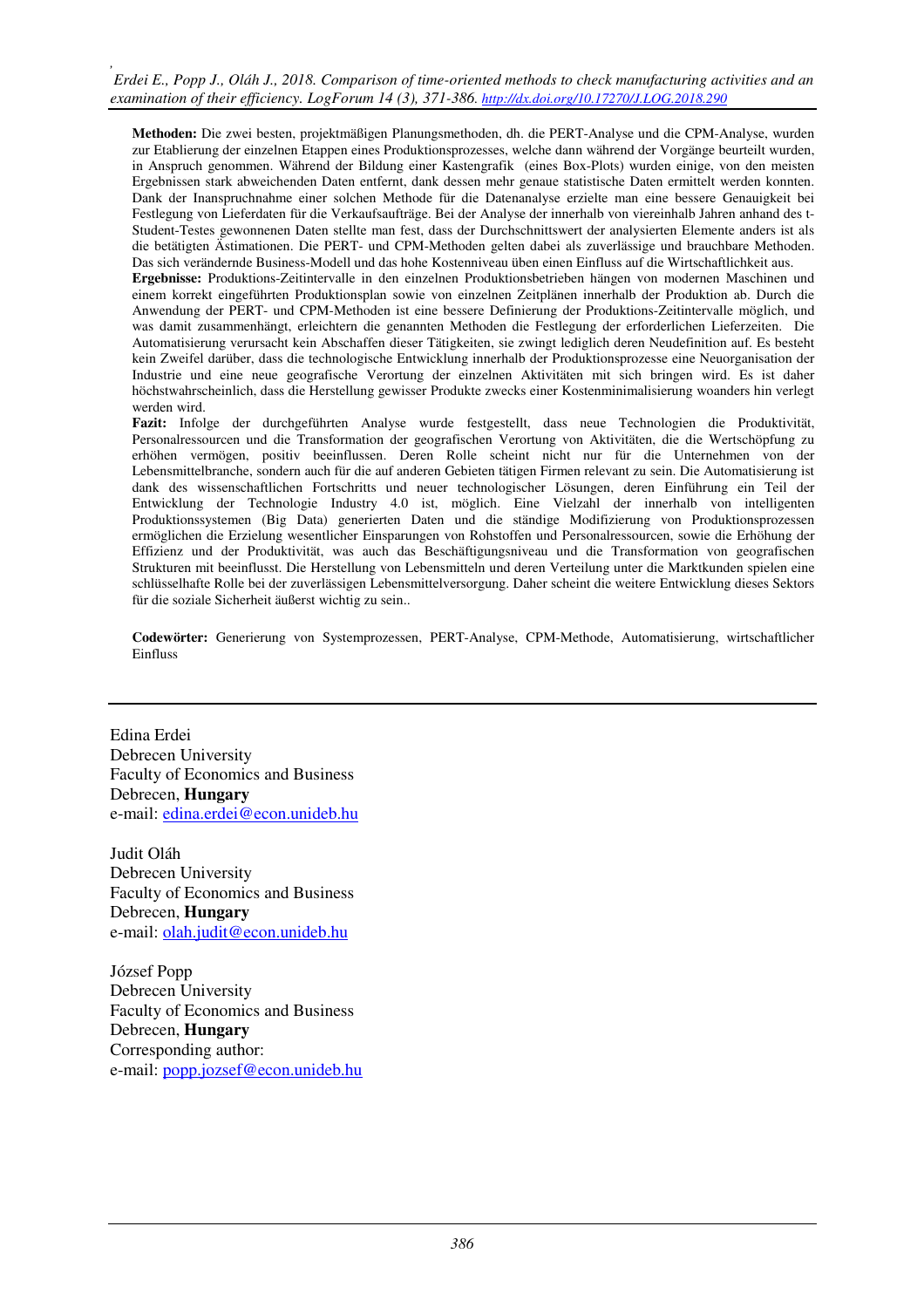**Methoden:** Die zwei besten, projektmäßigen Planungsmethoden, dh. die PERT-Analyse und die CPM-Analyse, wurden zur Etablierung der einzelnen Etappen eines Produktionsprozesses, welche dann während der Vorgänge beurteilt wurden, in Anspruch genommen. Während der Bildung einer Kastengrafik (eines Box-Plots) wurden einige, von den meisten Ergebnissen stark abweichenden Daten entfernt, dank dessen mehr genaue statistische Daten ermittelt werden konnten. Dank der Inanspruchnahme einer solchen Methode für die Datenanalyse erzielte man eine bessere Genauigkeit bei Festlegung von Lieferdaten für die Verkaufsaufträge. Bei der Analyse der innerhalb von viereinhalb Jahren anhand des t-Student-Testes gewonnenen Daten stellte man fest, dass der Durchschnittswert der analysierten Elemente anders ist als die betätigten Ästimationen. Die PERT- und CPM-Methoden gelten dabei als zuverlässige und brauchbare Methoden. Das sich verändernde Business-Modell und das hohe Kostenniveau üben einen Einfluss auf die Wirtschaftlichkeit aus.

**Ergebnisse:** Produktions-Zeitintervalle in den einzelnen Produktionsbetrieben hängen von modernen Maschinen und einem korrekt eingeführten Produktionsplan sowie von einzelnen Zeitplänen innerhalb der Produktion ab. Durch die Anwendung der PERT- und CPM-Methoden ist eine bessere Definierung der Produktions-Zeitintervalle möglich, und was damit zusammenhängt, erleichtern die genannten Methoden die Festlegung der erforderlichen Lieferzeiten. Die Automatisierung verursacht kein Abschaffen dieser Tätigkeiten, sie zwingt lediglich deren Neudefinition auf. Es besteht kein Zweifel darüber, dass die technologische Entwicklung innerhalb der Produktionsprozesse eine Neuorganisation der Industrie und eine neue geografische Verortung der einzelnen Aktivitäten mit sich bringen wird. Es ist daher höchstwahrscheinlich, dass die Herstellung gewisser Produkte zwecks einer Kostenminimalisierung woanders hin verlegt werden wird.

**Fazit:** Infolge der durchgeführten Analyse wurde festgestellt, dass neue Technologien die Produktivität, Personalressourcen und die Transformation der geografischen Verortung von Aktivitäten, die die Wertschöpfung zu erhöhen vermögen, positiv beeinflussen. Deren Rolle scheint nicht nur für die Unternehmen von der Lebensmittelbranche, sondern auch für die auf anderen Gebieten tätigen Firmen relevant zu sein. Die Automatisierung ist dank des wissenschaftlichen Fortschritts und neuer technologischer Lösungen, deren Einführung ein Teil der Entwicklung der Technologie Industry 4.0 ist, möglich. Eine Vielzahl der innerhalb von intelligenten Produktionssystemen (Big Data) generierten Daten und die ständige Modifizierung von Produktionsprozessen ermöglichen die Erzielung wesentlicher Einsparungen von Rohstoffen und Personalressourcen, sowie die Erhöhung der Effizienz und der Produktivität, was auch das Beschäftigungsniveau und die Transformation von geografischen Strukturen mit beeinflusst. Die Herstellung von Lebensmitteln und deren Verteilung unter die Marktkunden spielen eine schlüsselhafte Rolle bei der zuverlässigen Lebensmittelversorgung. Daher scheint die weitere Entwicklung dieses Sektors für die soziale Sicherheit äußerst wichtig zu sein..

**Codewörter:** Generierung von Systemprozessen, PERT-Analyse, CPM-Methode, Automatisierung, wirtschaftlicher Einfluss

---

Edina Erdei
Debrecen University
Faculty of Economics and Business
Debrecen, **Hungary**
e-mail: edina.erdei@econ.unideb.hu

Judit Oláh
Debrecen University
Faculty of Economics and Business
Debrecen, **Hungary**
e-mail: olah.judit@econ.unideb.hu

József Popp
Debrecen University
Faculty of Economics and Business
Debrecen, **Hungary**
Corresponding author:
e-mail: popp.jozsef@econ.unideb.hu